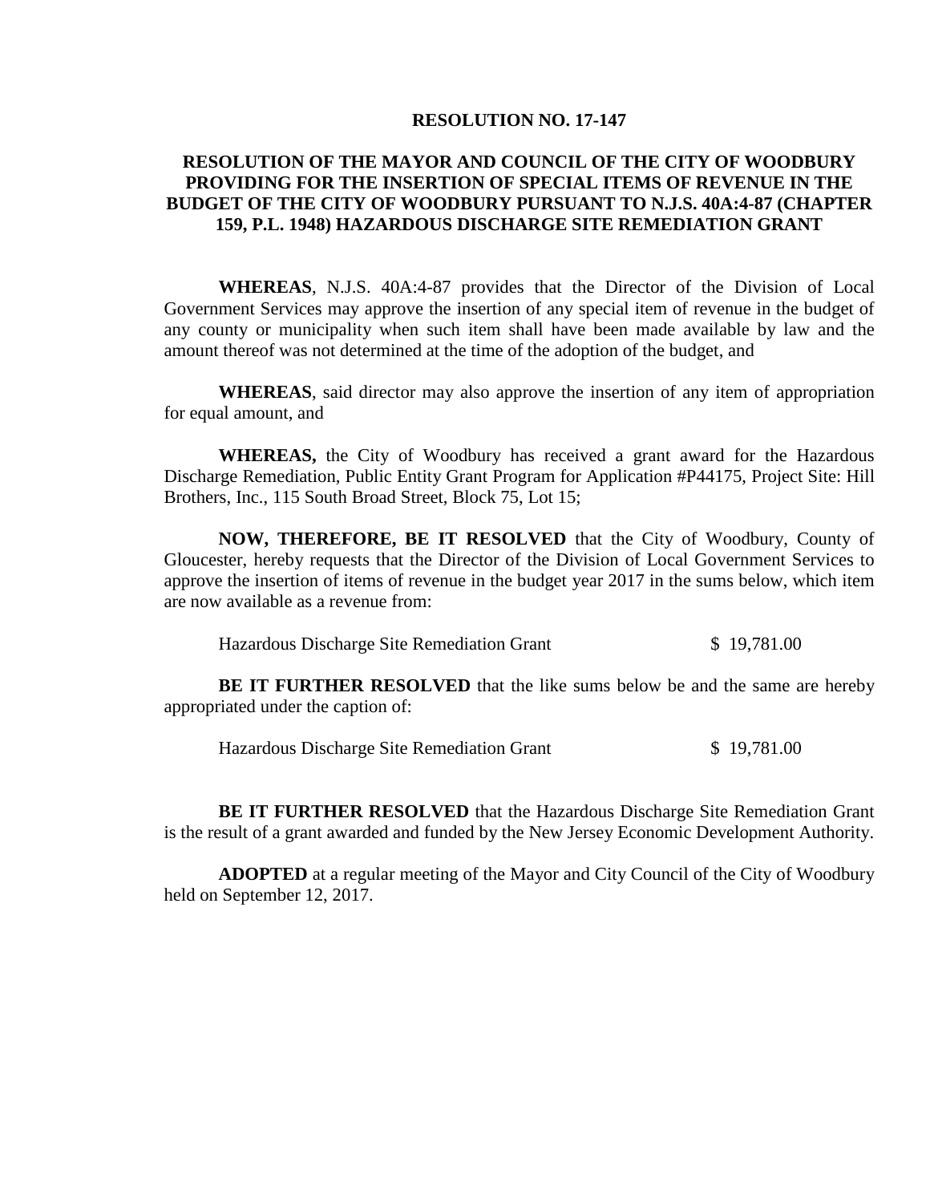# RESOLUTION NO. 17-147

## RESOLUTION OF THE MAYOR AND COUNCIL OF THE CITY OF WOODBURY PROVIDING FOR THE INSERTION OF SPECIAL ITEMS OF REVENUE IN THE BUDGET OF THE CITY OF WOODBURY PURSUANT TO N.J.S. 40A:4-87 (CHAPTER 159, P.L. 1948) HAZARDOUS DISCHARGE SITE REMEDIATION GRANT

**WHEREAS**, N.J.S. 40A:4-87 provides that the Director of the Division of Local Government Services may approve the insertion of any special item of revenue in the budget of any county or municipality when such item shall have been made available by law and the amount thereof was not determined at the time of the adoption of the budget, and

**WHEREAS**, said director may also approve the insertion of any item of appropriation for equal amount, and

**WHEREAS,** the City of Woodbury has received a grant award for the Hazardous Discharge Remediation, Public Entity Grant Program for Application #P44175, Project Site: Hill Brothers, Inc., 115 South Broad Street, Block 75, Lot 15;

**NOW, THEREFORE, BE IT RESOLVED** that the City of Woodbury, County of Gloucester, hereby requests that the Director of the Division of Local Government Services to approve the insertion of items of revenue in the budget year 2017 in the sums below, which item are now available as a revenue from:

Hazardous Discharge Site Remediation Grant $ 19,781.00

**BE IT FURTHER RESOLVED** that the like sums below be and the same are hereby appropriated under the caption of:

Hazardous Discharge Site Remediation Grant $ 19,781.00

**BE IT FURTHER RESOLVED** that the Hazardous Discharge Site Remediation Grant is the result of a grant awarded and funded by the New Jersey Economic Development Authority.

**ADOPTED** at a regular meeting of the Mayor and City Council of the City of Woodbury held on September 12, 2017.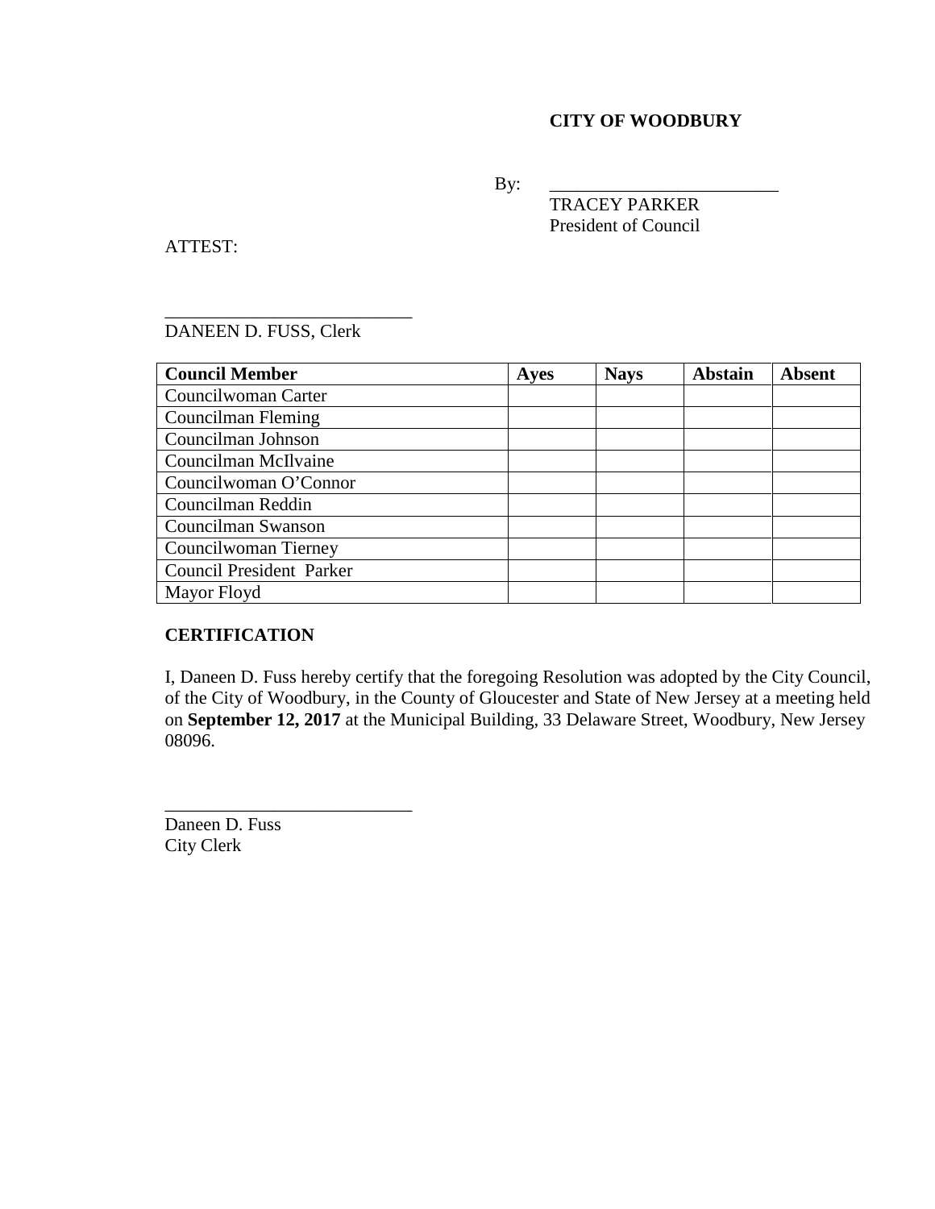**CITY OF WOODBURY**

By: \_\_\_\_\_\_\_\_\_\_\_\_\_\_\_\_\_\_\_\_\_\_\_\_\_

TRACEY PARKER
President of Council

ATTEST:

\_\_\_\_\_\_\_\_\_\_\_\_\_\_\_\_\_\_\_\_\_\_\_\_\_\_\_

DANEEN D. FUSS, Clerk

| Council Member | Ayes | Nays | Abstain | Absent |
|---|---|---|---|---|
| Councilwoman Carter | | | | |
| Councilman Fleming | | | | |
| Councilman Johnson | | | | |
| Councilman McIlvaine | | | | |
| Councilwoman O'Connor | | | | |
| Councilman Reddin | | | | |
| Councilman Swanson | | | | |
| Councilwoman Tierney | | | | |
| Council President Parker | | | | |
| Mayor Floyd | | | | |

**CERTIFICATION**

I, Daneen D. Fuss hereby certify that the foregoing Resolution was adopted by the City Council, of the City of Woodbury, in the County of Gloucester and State of New Jersey at a meeting held on **September 12, 2017** at the Municipal Building, 33 Delaware Street, Woodbury, New Jersey 08096.

\_\_\_\_\_\_\_\_\_\_\_\_\_\_\_\_\_\_\_\_\_\_\_\_\_\_\_

Daneen D. Fuss
City Clerk